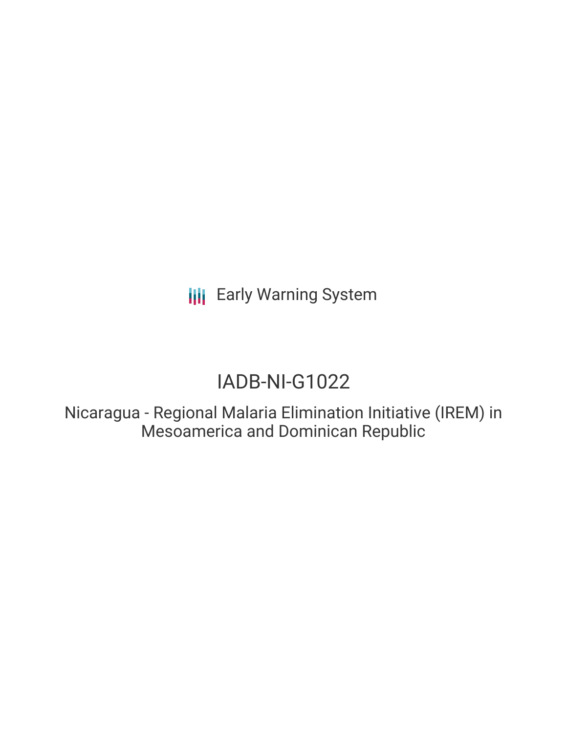Early Warning System

# IADB-NI-G1022

## Nicaragua - Regional Malaria Elimination Initiative (IREM) in Mesoamerica and Dominican Republic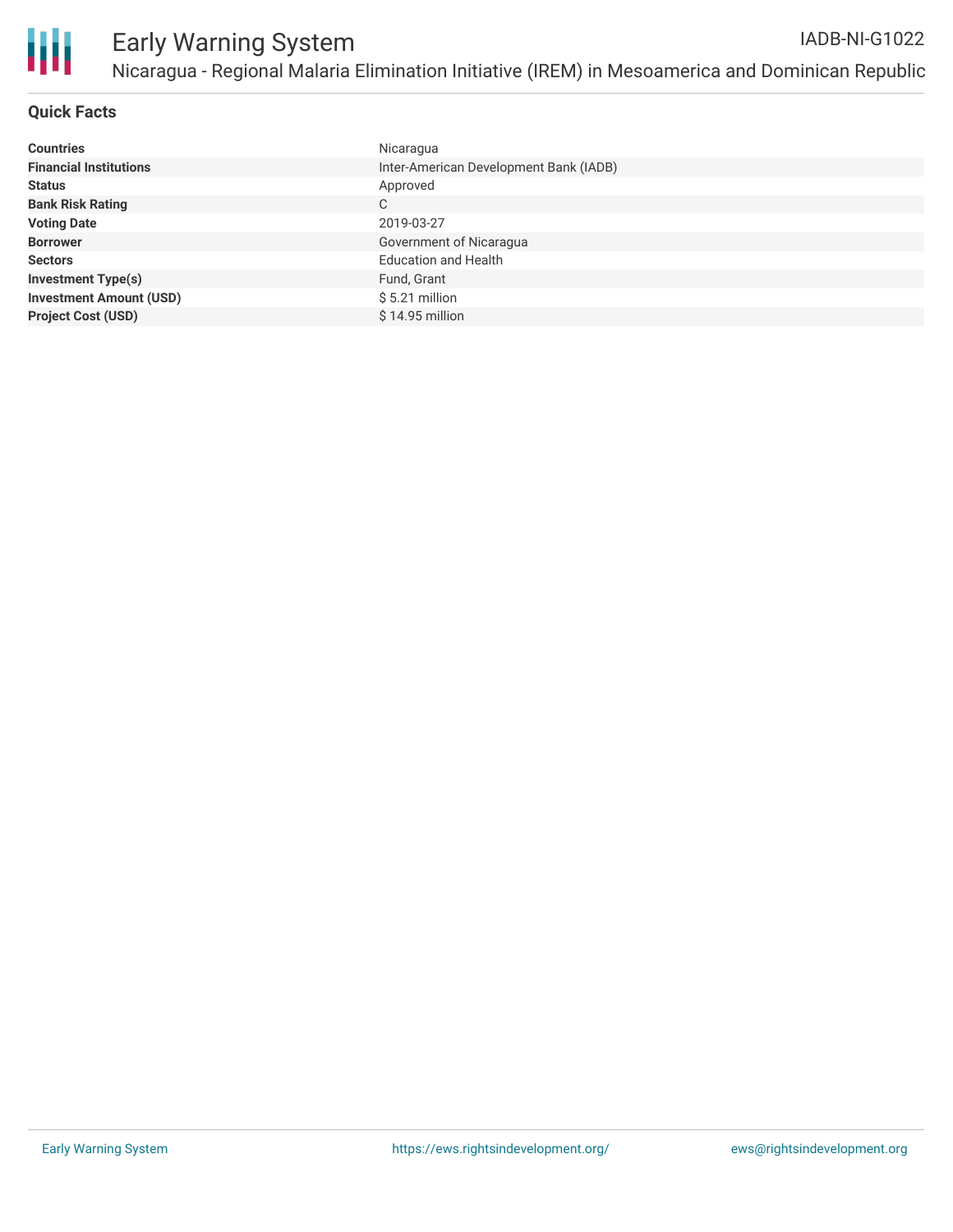# Early Warning System

IADB-NI-G1022

## Nicaragua - Regional Malaria Elimination Initiative (IREM) in Mesoamerica and Dominican Republic

### Quick Facts

| | |
|---|---|
| **Countries** | Nicaragua |
| **Financial Institutions** | Inter-American Development Bank (IADB) |
| **Status** | Approved |
| **Bank Risk Rating** | C |
| **Voting Date** | 2019-03-27 |
| **Borrower** | Government of Nicaragua |
| **Sectors** | Education and Health |
| **Investment Type(s)** | Fund, Grant |
| **Investment Amount (USD)** | $ 5.21 million |
| **Project Cost (USD)** | $ 14.95 million |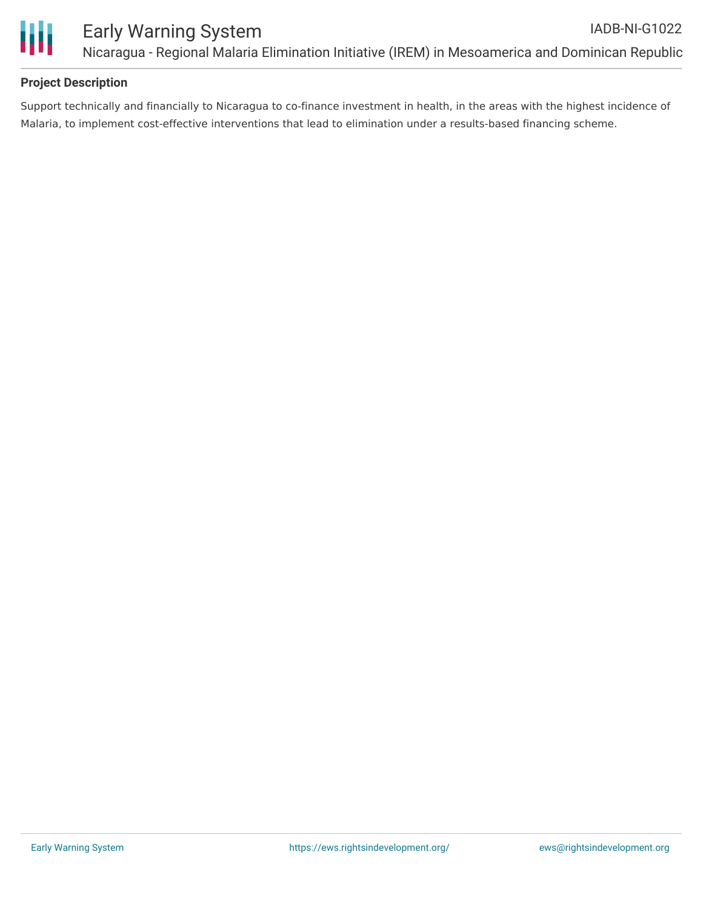## Project Description

Support technically and financially to Nicaragua to co-finance investment in health, in the areas with the highest incidence of Malaria, to implement cost-effective interventions that lead to elimination under a results-based financing scheme.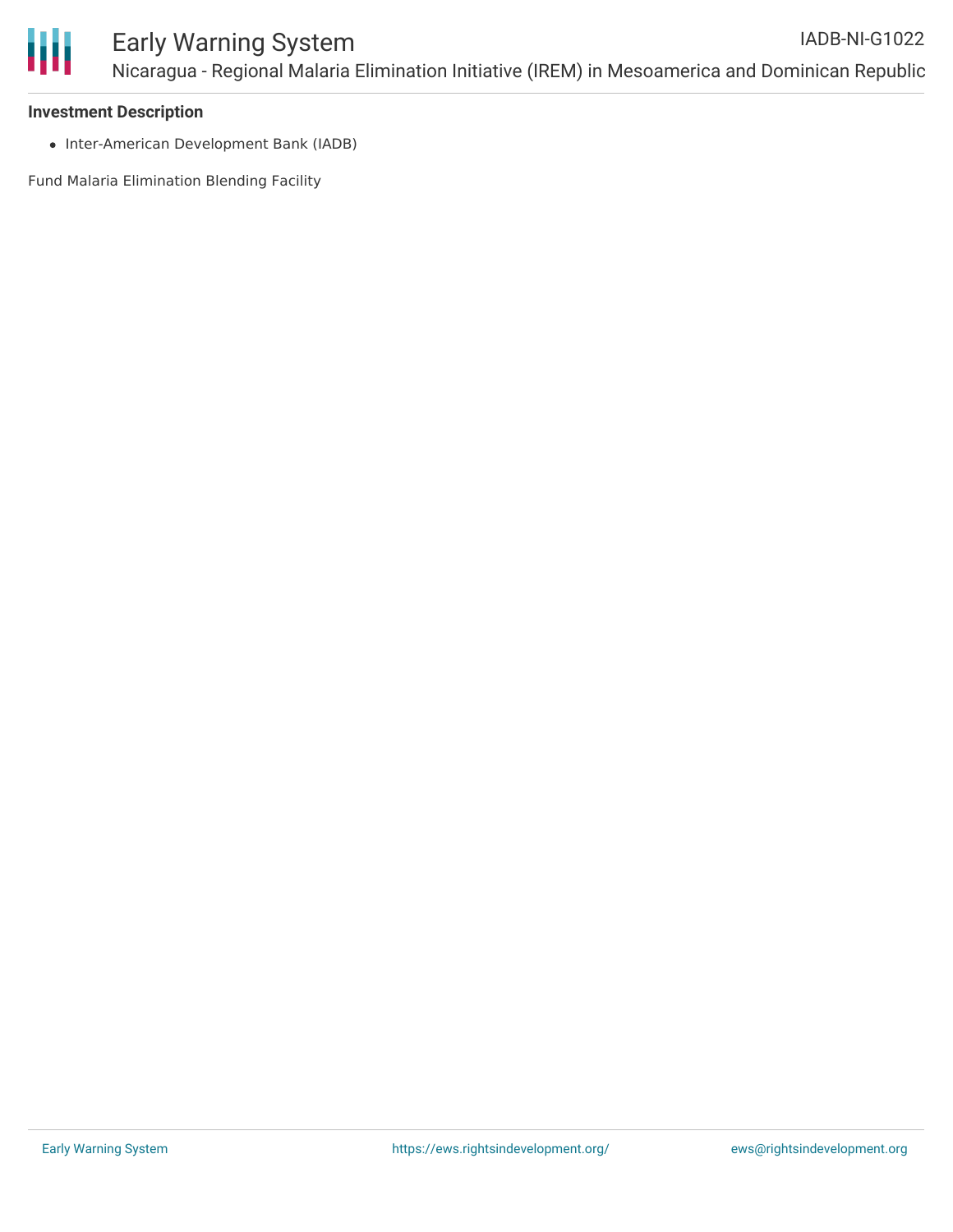**Investment Description**

- Inter-American Development Bank (IADB)

Fund Malaria Elimination Blending Facility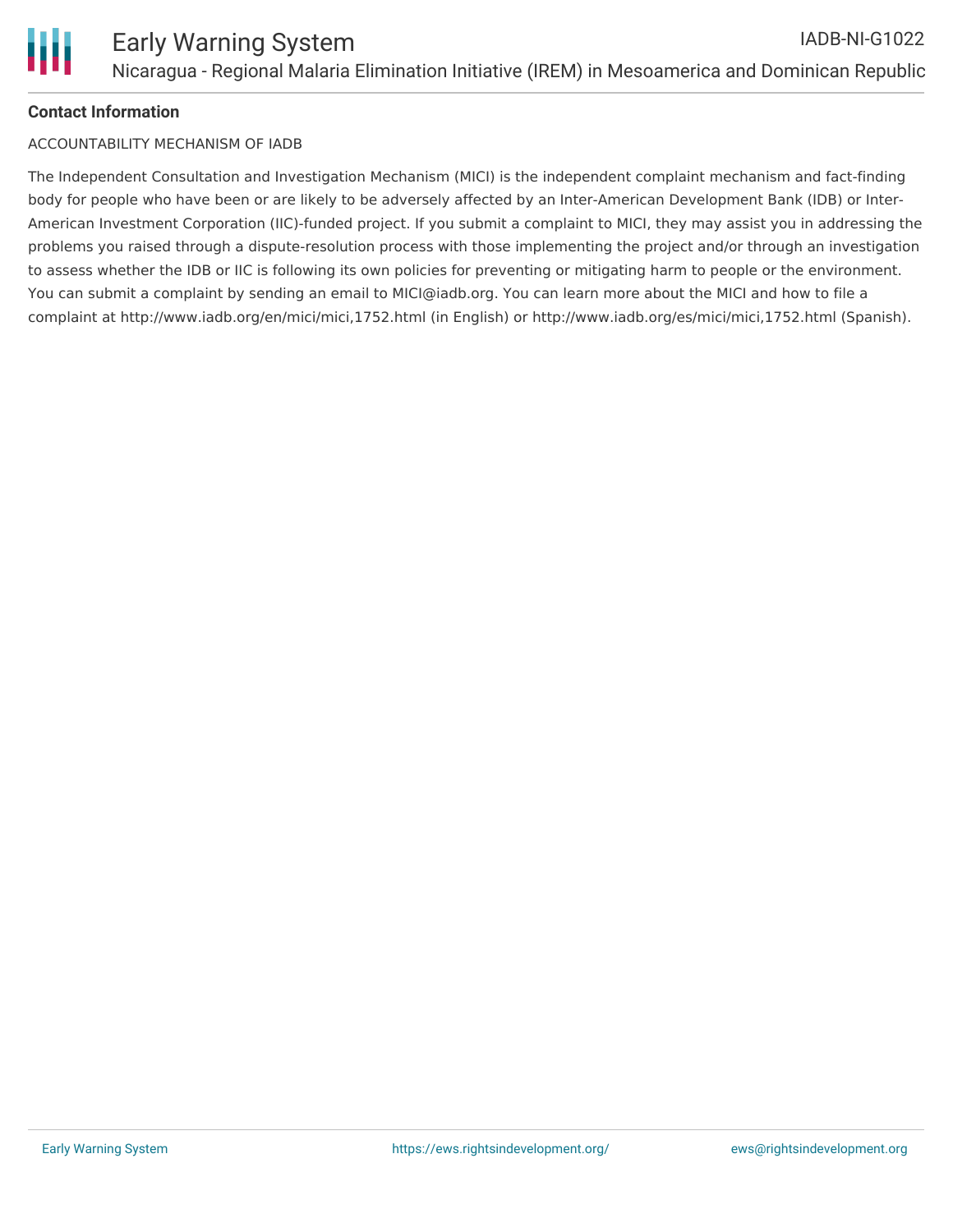**Contact Information**

ACCOUNTABILITY MECHANISM OF IADB

The Independent Consultation and Investigation Mechanism (MICI) is the independent complaint mechanism and fact-finding body for people who have been or are likely to be adversely affected by an Inter-American Development Bank (IDB) or Inter-American Investment Corporation (IIC)-funded project. If you submit a complaint to MICI, they may assist you in addressing the problems you raised through a dispute-resolution process with those implementing the project and/or through an investigation to assess whether the IDB or IIC is following its own policies for preventing or mitigating harm to people or the environment. You can submit a complaint by sending an email to MICI@iadb.org. You can learn more about the MICI and how to file a complaint at http://www.iadb.org/en/mici/mici,1752.html (in English) or http://www.iadb.org/es/mici/mici,1752.html (Spanish).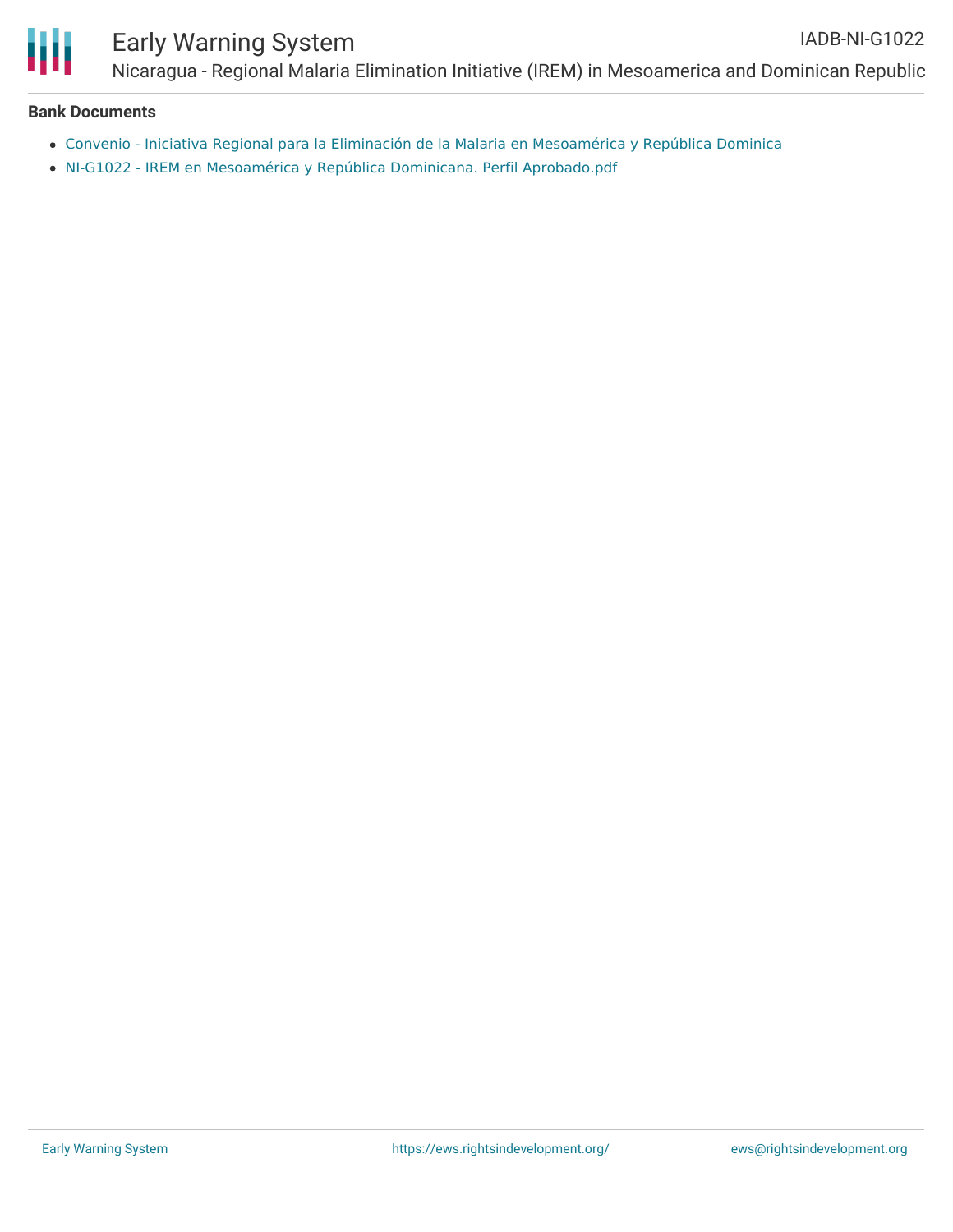**Bank Documents**

- Convenio - Iniciativa Regional para la Eliminación de la Malaria en Mesoamérica y República Dominica
- NI-G1022 - IREM en Mesoamérica y República Dominicana. Perfil Aprobado.pdf